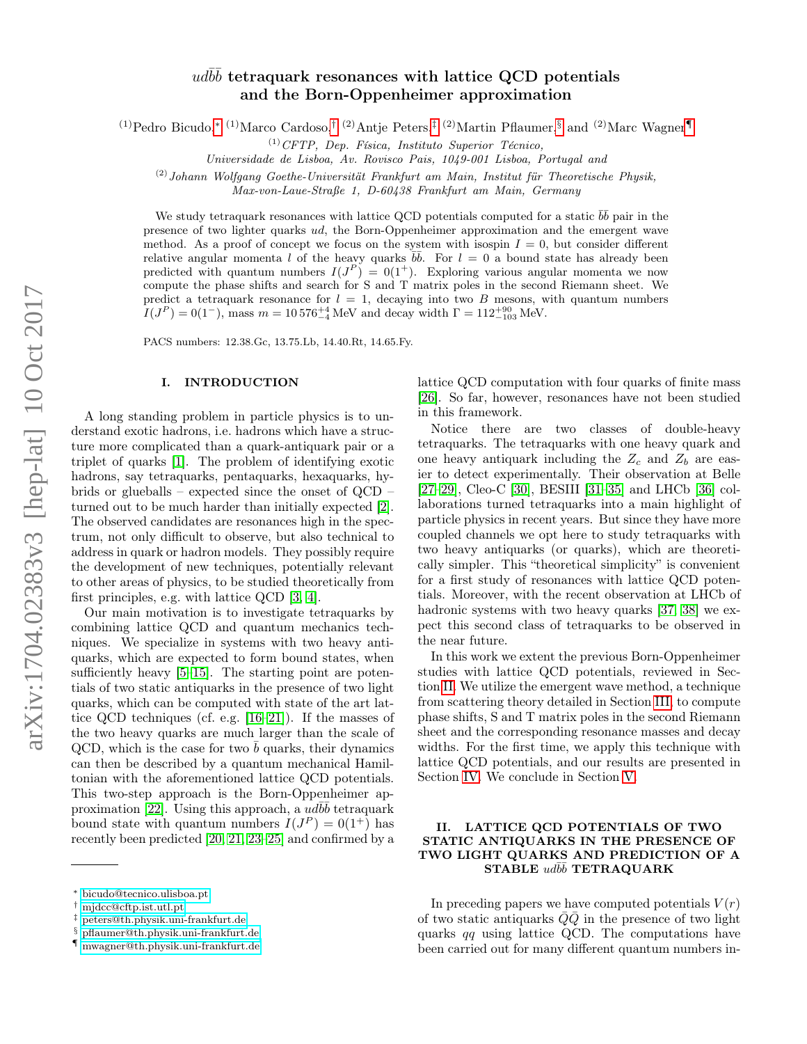# $ud\bar{b}\bar{b}$ tetraquark resonances with lattice QCD potentials and the Born-Oppenheimer approximation

(1)Pedro Bicudo,[*] (1)Marco Cardoso,[†] (2)Antje Peters,[‡] (2)Martin Pflaumer,[§] and (2)Marc Wagner[¶]

(1) *CFTP, Dep. Física, Instituto Superior Técnico, Universidade de Lisboa, Av. Rovisco Pais, 1049-001 Lisboa, Portugal and*

(2) *Johann Wolfgang Goethe-Universität Frankfurt am Main, Institut für Theoretische Physik, Max-von-Laue-Straße 1, D-60438 Frankfurt am Main, Germany*

We study tetraquark resonances with lattice QCD potentials computed for a static $\bar{b}\bar{b}$ pair in the presence of two lighter quarks $ud$, the Born-Oppenheimer approximation and the emergent wave method. As a proof of concept we focus on the system with isospin $I = 0$, but consider different relative angular momenta $l$ of the heavy quarks $\bar{b}\bar{b}$. For $l = 0$ a bound state has already been predicted with quantum numbers $I(J^P) = 0(1^+)$. Exploring various angular momenta we now compute the phase shifts and search for S and T matrix poles in the second Riemann sheet. We predict a tetraquark resonance for $l = 1$, decaying into two $B$ mesons, with quantum numbers $I(J^P) = 0(1^-)$, mass $m = 10\,576^{+4}_{-4}\,\text{MeV}$ and decay width $\Gamma = 112^{+90}_{-103}\,\text{MeV}$.

PACS numbers: 12.38.Gc, 13.75.Lb, 14.40.Rt, 14.65.Fy.

## I. INTRODUCTION

A long standing problem in particle physics is to understand exotic hadrons, i.e. hadrons which have a structure more complicated than a quark-antiquark pair or a triplet of quarks [1]. The problem of identifying exotic hadrons, say tetraquarks, pentaquarks, hexaquarks, hybrids or glueballs – expected since the onset of QCD – turned out to be much harder than initially expected [2]. The observed candidates are resonances high in the spectrum, not only difficult to observe, but also technical to address in quark or hadron models. They possibly require the development of new techniques, potentially relevant to other areas of physics, to be studied theoretically from first principles, e.g. with lattice QCD [3, 4].

Our main motivation is to investigate tetraquarks by combining lattice QCD and quantum mechanics techniques. We specialize in systems with two heavy antiquarks, which are expected to form bound states, when sufficiently heavy [5–15]. The starting point are potentials of two static antiquarks in the presence of two light quarks, which can be computed with state of the art lattice QCD techniques (cf. e.g. [16–21]). If the masses of the two heavy quarks are much larger than the scale of QCD, which is the case for two $\bar{b}$ quarks, their dynamics can then be described by a quantum mechanical Hamiltonian with the aforementioned lattice QCD potentials. This two-step approach is the Born-Oppenheimer approximation [22]. Using this approach, a $ud\bar{b}\bar{b}$ tetraquark bound state with quantum numbers $I(J^P) = 0(1^+)$ has recently been predicted [20, 21, 23–25] and confirmed by a lattice QCD computation with four quarks of finite mass [26]. So far, however, resonances have not been studied in this framework.

Notice there are two classes of double-heavy tetraquarks. The tetraquarks with one heavy quark and one heavy antiquark including the $Z_c$ and $Z_b$ are easier to detect experimentally. Their observation at Belle [27–29], Cleo-C [30], BESIII [31–35] and LHCb [36] collaborations turned tetraquarks into a main highlight of particle physics in recent years. But since they have more coupled channels we opt here to study tetraquarks with two heavy antiquarks (or quarks), which are theoretically simpler. This "theoretical simplicity" is convenient for a first study of resonances with lattice QCD potentials. Moreover, with the recent observation at LHCb of hadronic systems with two heavy quarks [37, 38] we expect this second class of tetraquarks to be observed in the near future.

In this work we extent the previous Born-Oppenheimer studies with lattice QCD potentials, reviewed in Section II. We utilize the emergent wave method, a technique from scattering theory detailed in Section III, to compute phase shifts, S and T matrix poles in the second Riemann sheet and the corresponding resonance masses and decay widths. For the first time, we apply this technique with lattice QCD potentials, and our results are presented in Section IV. We conclude in Section V.

## II. LATTICE QCD POTENTIALS OF TWO STATIC ANTIQUARKS IN THE PRESENCE OF TWO LIGHT QUARKS AND PREDICTION OF A STABLE $ud\bar{b}\bar{b}$ TETRAQUARK

In preceding papers we have computed potentials $V(r)$ of two static antiquarks $\bar{Q}\bar{Q}$ in the presence of two light quarks $qq$ using lattice QCD. The computations have been carried out for many different quantum numbers in-

---

[*] bicudo@tecnico.ulisboa.pt
[†] mjdcc@cftp.ist.utl.pt
[‡] peters@th.physik.uni-frankfurt.de
[§] pflaumer@th.physik.uni-frankfurt.de
[¶] mwagner@th.physik.uni-frankfurt.de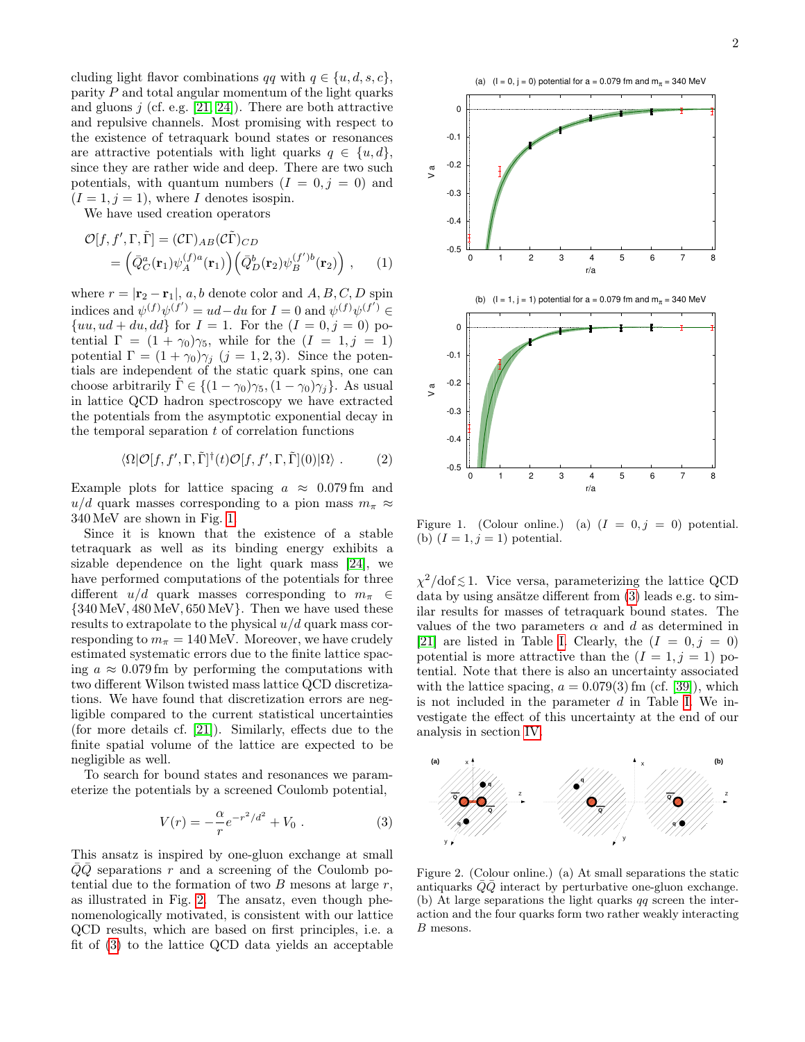cluding light flavor combinations $qq$ with $q \in \{u, d, s, c\}$, parity $P$ and total angular momentum of the light quarks and gluons $j$ (cf. e.g. [21, 24]). There are both attractive and repulsive channels. Most promising with respect to the existence of tetraquark bound states or resonances are attractive potentials with light quarks $q \in \{u, d\}$, since they are rather wide and deep. There are two such potentials, with quantum numbers $(I = 0, j = 0)$ and $(I = 1, j = 1)$, where $I$ denotes isospin.

We have used creation operators

$$\begin{aligned} \mathcal{O}[f, f', \Gamma, \tilde{\Gamma}] &= (\mathcal{C}\Gamma)_{AB}(\mathcal{C}\tilde{\Gamma})_{CD} \\ &= \Big(\bar{Q}^a_C(\mathbf{r}_1)\psi^{(f)a}_A(\mathbf{r}_1)\Big)\Big(\bar{Q}^b_D(\mathbf{r}_2)\psi^{(f')b}_B(\mathbf{r}_2)\Big) \ , \end{aligned} \quad (1)$$

where $r = |\mathbf{r}_2 - \mathbf{r}_1|$, $a, b$ denote color and $A, B, C, D$ spin indices and $\psi^{(f)}\psi^{(f')} = ud - du$ for $I = 0$ and $\psi^{(f)}\psi^{(f')} \in \{uu, ud + du, dd\}$ for $I = 1$. For the $(I = 0, j = 0)$ potential $\Gamma = (1 + \gamma_0)\gamma_5$, while for the $(I = 1, j = 1)$ potential $\Gamma = (1 + \gamma_0)\gamma_j$ $(j = 1, 2, 3)$. Since the potentials are independent of the static quark spins, one can choose arbitrarily $\tilde{\Gamma} \in \{(1 - \gamma_0)\gamma_5, (1 - \gamma_0)\gamma_j\}$. As usual in lattice QCD hadron spectroscopy we have extracted the potentials from the asymptotic exponential decay in the temporal separation $t$ of correlation functions

$$\langle \Omega | \mathcal{O}[f, f', \Gamma, \tilde{\Gamma}]^\dagger(t) \mathcal{O}[f, f', \Gamma, \tilde{\Gamma}](0) | \Omega \rangle \ . \quad (2)$$

Example plots for lattice spacing $a \approx 0.079\,\text{fm}$ and $u/d$ quark masses corresponding to a pion mass $m_\pi \approx 340\,\text{MeV}$ are shown in Fig. 1.

Since it is known that the existence of a stable tetraquark as well as its binding energy exhibits a sizable dependence on the light quark mass [24], we have performed computations of the potentials for three different $u/d$ quark masses corresponding to $m_\pi \in \{340\,\text{MeV}, 480\,\text{MeV}, 650\,\text{MeV}\}$. Then we have used these results to extrapolate to the physical $u/d$ quark mass corresponding to $m_\pi = 140\,\text{MeV}$. Moreover, we have crudely estimated systematic errors due to the finite lattice spacing $a \approx 0.079\,\text{fm}$ by performing the computations with two different Wilson twisted mass lattice QCD discretizations. We have found that discretization errors are negligible compared to the current statistical uncertainties (for more details cf. [21]). Similarly, effects due to the finite spatial volume of the lattice are expected to be negligible as well.

To search for bound states and resonances we parameterize the potentials by a screened Coulomb potential,

$$V(r) = -\frac{\alpha}{r} e^{-r^2/d^2} + V_0 \ . \quad (3)$$

This ansatz is inspired by one-gluon exchange at small $\bar{Q}\bar{Q}$ separations $r$ and a screening of the Coulomb potential due to the formation of two $B$ mesons at large $r$, as illustrated in Fig. 2. The ansatz, even though phenomenologically motivated, is consistent with our lattice QCD results, which are based on first principles, i.e. a fit of (3) to the lattice QCD data yields an acceptable $\chi^2/\text{dof} \lesssim 1$. Vice versa, parameterizing the lattice QCD data by using ansätze different from (3) leads e.g. to similar results for masses of tetraquark bound states. The values of the two parameters $\alpha$ and $d$ as determined in [21] are listed in Table I. Clearly, the $(I = 0, j = 0)$ potential is more attractive than the $(I = 1, j = 1)$ potential. Note that there is also an uncertainty associated with the lattice spacing, $a = 0.079(3)\,\text{fm}$ (cf. [39]), which is not included in the parameter $d$ in Table I. We investigate the effect of this uncertainty at the end of our analysis in section IV.

Figure 1. (Colour online.) (a) $(I = 0, j = 0)$ potential. (b) $(I = 1, j = 1)$ potential.

Figure 2. (Colour online.) (a) At small separations the static antiquarks $\bar{Q}\bar{Q}$ interact by perturbative one-gluon exchange. (b) At large separations the light quarks $qq$ screen the interaction and the four quarks form two rather weakly interacting $B$ mesons.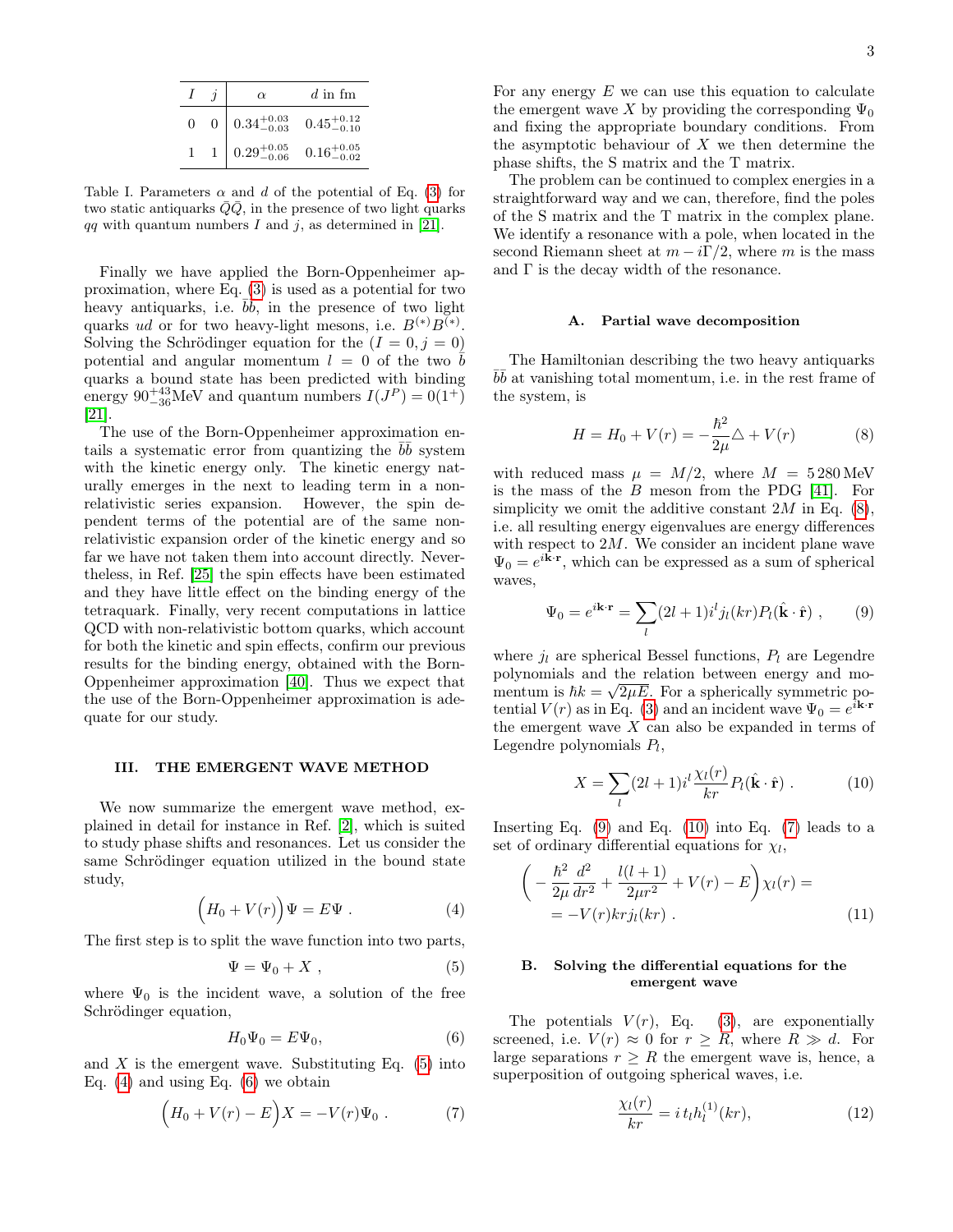| $I$ | $j$ | $\alpha$ | $d$ in fm |
|---|---|---|---|
| 0 | 0 | $0.34^{+0.03}_{-0.03}$ | $0.45^{+0.12}_{-0.10}$ |
| 1 | 1 | $0.29^{+0.05}_{-0.06}$ | $0.16^{+0.05}_{-0.02}$ |

Table I. Parameters $\alpha$ and $d$ of the potential of Eq. (3) for two static antiquarks $\bar{Q}\bar{Q}$, in the presence of two light quarks $qq$ with quantum numbers $I$ and $j$, as determined in [21].

Finally we have applied the Born-Oppenheimer approximation, where Eq. (3) is used as a potential for two heavy antiquarks, i.e. $\bar{b}\bar{b}$, in the presence of two light quarks $ud$ or for two heavy-light mesons, i.e. $B^{(*)}B^{(*)}$. Solving the Schrödinger equation for the $(I = 0, j = 0)$ potential and angular momentum $l = 0$ of the two $\bar{b}$ quarks a bound state has been predicted with binding energy $90^{+43}_{-36}$MeV and quantum numbers $I(J^P) = 0(1^+)$ [21].

The use of the Born-Oppenheimer approximation entails a systematic error from quantizing the $\bar{b}\bar{b}$ system with the kinetic energy only. The kinetic energy naturally emerges in the next to leading term in a non-relativistic series expansion. However, the spin dependent terms of the potential are of the same non-relativistic expansion order of the kinetic energy and so far we have not taken them into account directly. Nevertheless, in Ref. [25] the spin effects have been estimated and they have little effect on the binding energy of the tetraquark. Finally, very recent computations in lattice QCD with non-relativistic bottom quarks, which account for both the kinetic and spin effects, confirm our previous results for the binding energy, obtained with the Born-Oppenheimer approximation [40]. Thus we expect that the use of the Born-Oppenheimer approximation is adequate for our study.

## III. THE EMERGENT WAVE METHOD

We now summarize the emergent wave method, explained in detail for instance in Ref. [2], which is suited to study phase shifts and resonances. Let us consider the same Schrödinger equation utilized in the bound state study,

$$\Big(H_0 + V(r)\Big)\Psi = E\Psi \; . \tag{4}$$

The first step is to split the wave function into two parts,

$$\Psi = \Psi_0 + X \; , \tag{5}$$

where $\Psi_0$ is the incident wave, a solution of the free Schrödinger equation,

$$H_0\Psi_0 = E\Psi_0, \tag{6}$$

and $X$ is the emergent wave. Substituting Eq. (5) into Eq. (4) and using Eq. (6) we obtain

$$\Big(H_0 + V(r) - E\Big)X = -V(r)\Psi_0 \; . \tag{7}$$

For any energy $E$ we can use this equation to calculate the emergent wave $X$ by providing the corresponding $\Psi_0$ and fixing the appropriate boundary conditions. From the asymptotic behaviour of $X$ we then determine the phase shifts, the S matrix and the T matrix.

The problem can be continued to complex energies in a straightforward way and we can, therefore, find the poles of the S matrix and the T matrix in the complex plane. We identify a resonance with a pole, when located in the second Riemann sheet at $m - i\Gamma/2$, where $m$ is the mass and $\Gamma$ is the decay width of the resonance.

### A. Partial wave decomposition

The Hamiltonian describing the two heavy antiquarks $\bar{b}\bar{b}$ at vanishing total momentum, i.e. in the rest frame of the system, is

$$H = H_0 + V(r) = -\frac{\hbar^2}{2\mu}\triangle + V(r) \tag{8}$$

with reduced mass $\mu = M/2$, where $M = 5\,280\,\text{MeV}$ is the mass of the $B$ meson from the PDG [41]. For simplicity we omit the additive constant $2M$ in Eq. (8), i.e. all resulting energy eigenvalues are energy differences with respect to $2M$. We consider an incident plane wave $\Psi_0 = e^{i\mathbf{k}\cdot\mathbf{r}}$, which can be expressed as a sum of spherical waves,

$$\Psi_0 = e^{i\mathbf{k}\cdot\mathbf{r}} = \sum_l (2l+1) i^l j_l(kr) P_l(\hat{\mathbf{k}}\cdot\hat{\mathbf{r}}) \; , \tag{9}$$

where $j_l$ are spherical Bessel functions, $P_l$ are Legendre polynomials and the relation between energy and momentum is $\hbar k = \sqrt{2\mu E}$. For a spherically symmetric potential $V(r)$ as in Eq. (3) and an incident wave $\Psi_0 = e^{i\mathbf{k}\cdot\mathbf{r}}$ the emergent wave $X$ can also be expanded in terms of Legendre polynomials $P_l$,

$$X = \sum_l (2l+1) i^l \frac{\chi_l(r)}{kr} P_l(\hat{\mathbf{k}}\cdot\hat{\mathbf{r}}) \; . \tag{10}$$

Inserting Eq. (9) and Eq. (10) into Eq. (7) leads to a set of ordinary differential equations for $\chi_l$,

$$\begin{aligned}\bigg(-\frac{\hbar^2}{2\mu}\frac{d^2}{dr^2} + \frac{l(l+1)}{2\mu r^2} + V(r) - E\bigg)\chi_l(r) = \\ = -V(r) kr j_l(kr) \; .\end{aligned} \tag{11}$$

### B. Solving the differential equations for the emergent wave

The potentials $V(r)$, Eq. (3), are exponentially screened, i.e. $V(r) \approx 0$ for $r \geq R$, where $R \gg d$. For large separations $r \geq R$ the emergent wave is, hence, a superposition of outgoing spherical waves, i.e.

$$\frac{\chi_l(r)}{kr} = i\, t_l h_l^{(1)}(kr), \tag{12}$$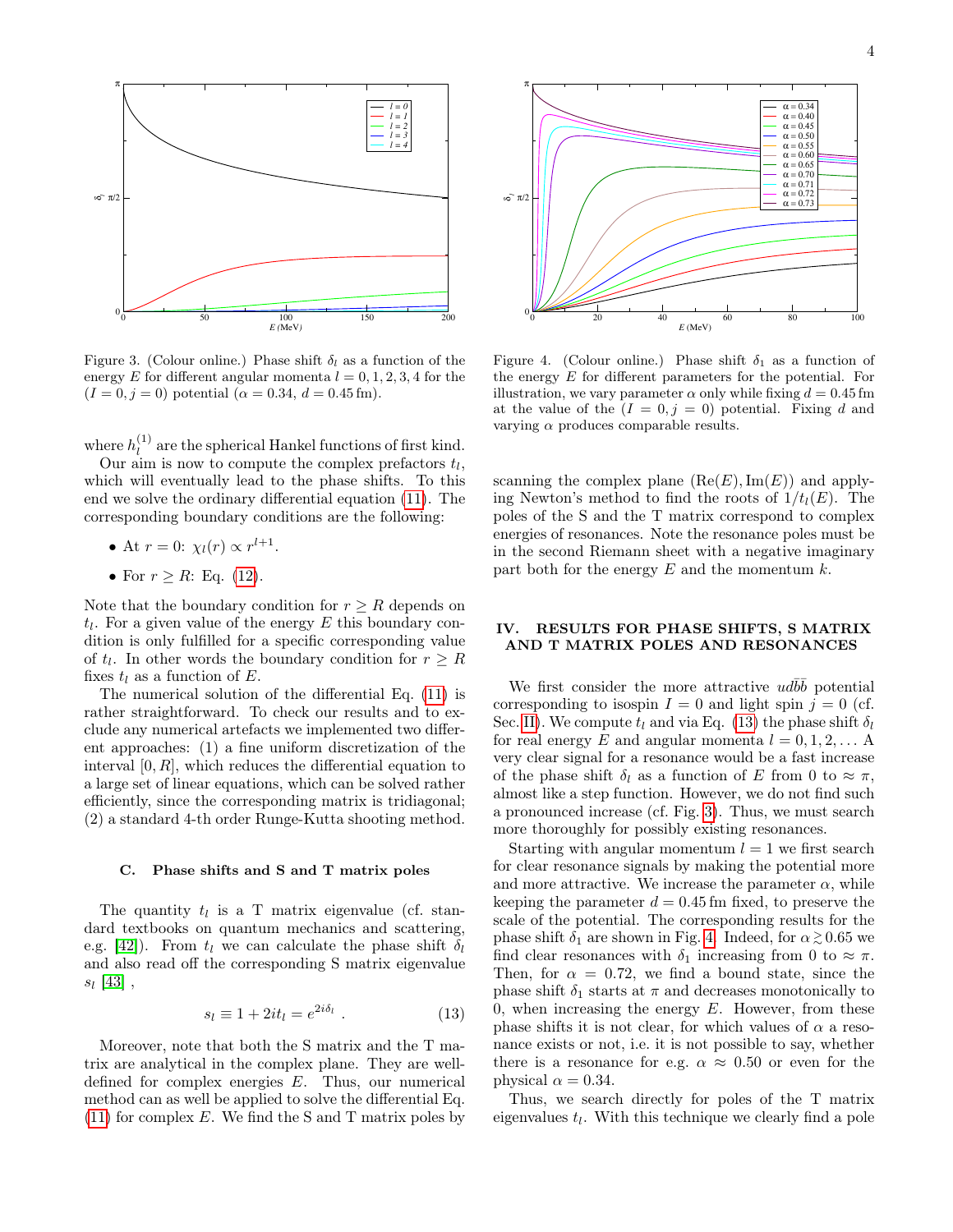Figure 3. (Colour online.) Phase shift $\delta_l$ as a function of the energy $E$ for different angular momenta $l = 0, 1, 2, 3, 4$ for the $(I = 0, j = 0)$ potential ($\alpha = 0.34$, $d = 0.45\,\mathrm{fm}$).

Figure 4. (Colour online.) Phase shift $\delta_1$ as a function of the energy $E$ for different parameters for the potential. For illustration, we vary parameter $\alpha$ only while fixing $d = 0.45\,\mathrm{fm}$ at the value of the $(I = 0, j = 0)$ potential. Fixing $d$ and varying $\alpha$ produces comparable results.

where $h_l^{(1)}$ are the spherical Hankel functions of first kind.

Our aim is now to compute the complex prefactors $t_l$, which will eventually lead to the phase shifts. To this end we solve the ordinary differential equation (11). The corresponding boundary conditions are the following:

- At $r = 0$: $\chi_l(r) \propto r^{l+1}$.
- For $r \geq R$: Eq. (12).

Note that the boundary condition for $r \geq R$ depends on $t_l$. For a given value of the energy $E$ this boundary condition is only fulfilled for a specific corresponding value of $t_l$. In other words the boundary condition for $r \geq R$ fixes $t_l$ as a function of $E$.

The numerical solution of the differential Eq. (11) is rather straightforward. To check our results and to exclude any numerical artefacts we implemented two different approaches: (1) a fine uniform discretization of the interval $[0, R]$, which reduces the differential equation to a large set of linear equations, which can be solved rather efficiently, since the corresponding matrix is tridiagonal; (2) a standard 4-th order Runge-Kutta shooting method.

### C. Phase shifts and S and T matrix poles

The quantity $t_l$ is a T matrix eigenvalue (cf. standard textbooks on quantum mechanics and scattering, e.g. [42]). From $t_l$ we can calculate the phase shift $\delta_l$ and also read off the corresponding S matrix eigenvalue $s_l$ [43] ,

$$s_l \equiv 1 + 2it_l = e^{2i\delta_l} \; . \tag{13}$$

Moreover, note that both the S matrix and the T matrix are analytical in the complex plane. They are well-defined for complex energies $E$. Thus, our numerical method can as well be applied to solve the differential Eq. (11) for complex $E$. We find the S and T matrix poles by scanning the complex plane $(\mathrm{Re}(E), \mathrm{Im}(E))$ and applying Newton's method to find the roots of $1/t_l(E)$. The poles of the S and the T matrix correspond to complex energies of resonances. Note the resonance poles must be in the second Riemann sheet with a negative imaginary part both for the energy $E$ and the momentum $k$.

## IV. RESULTS FOR PHASE SHIFTS, S MATRIX AND T MATRIX POLES AND RESONANCES

We first consider the more attractive $ud\bar{b}\bar{b}$ potential corresponding to isospin $I = 0$ and light spin $j = 0$ (cf. Sec. II). We compute $t_l$ and via Eq. (13) the phase shift $\delta_l$ for real energy $E$ and angular momenta $l = 0, 1, 2, \ldots$ A very clear signal for a resonance would be a fast increase of the phase shift $\delta_l$ as a function of $E$ from 0 to $\approx \pi$, almost like a step function. However, we do not find such a pronounced increase (cf. Fig. 3). Thus, we must search more thoroughly for possibly existing resonances.

Starting with angular momentum $l = 1$ we first search for clear resonance signals by making the potential more and more attractive. We increase the parameter $\alpha$, while keeping the parameter $d = 0.45\,\mathrm{fm}$ fixed, to preserve the scale of the potential. The corresponding results for the phase shift $\delta_1$ are shown in Fig. 4. Indeed, for $\alpha \gtrsim 0.65$ we find clear resonances with $\delta_1$ increasing from 0 to $\approx \pi$. Then, for $\alpha = 0.72$, we find a bound state, since the phase shift $\delta_1$ starts at $\pi$ and decreases monotonically to 0, when increasing the energy $E$. However, from these phase shifts it is not clear, for which values of $\alpha$ a resonance exists or not, i.e. it is not possible to say, whether there is a resonance for e.g. $\alpha \approx 0.50$ or even for the physical $\alpha = 0.34$.

Thus, we search directly for poles of the T matrix eigenvalues $t_l$. With this technique we clearly find a pole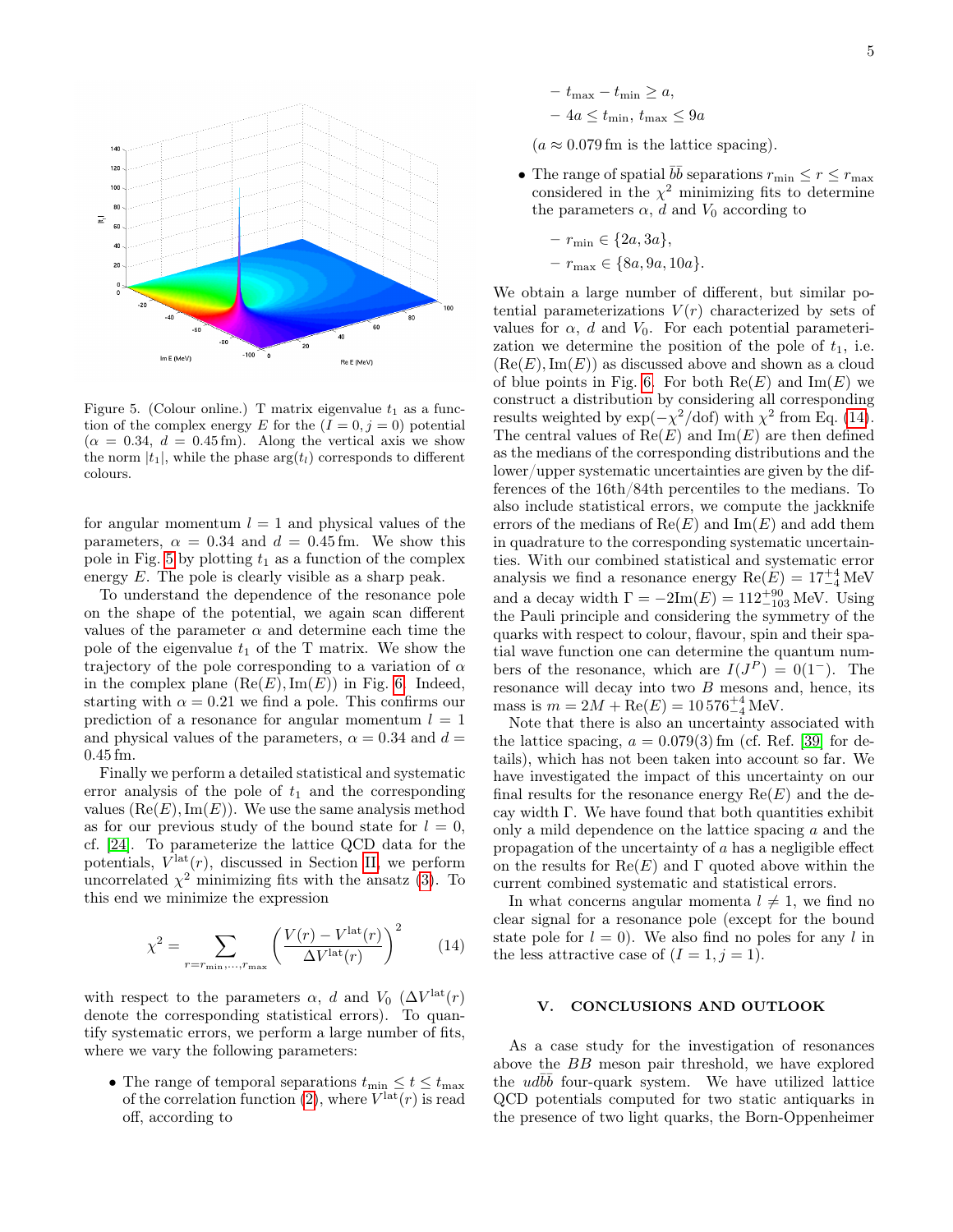Figure 5. (Colour online.) T matrix eigenvalue $t_1$ as a function of the complex energy $E$ for the $(I = 0, j = 0)$ potential ($\alpha = 0.34$, $d = 0.45\,\text{fm}$). Along the vertical axis we show the norm $|t_1|$, while the phase $\arg(t_l)$ corresponds to different colours.

for angular momentum $l = 1$ and physical values of the parameters, $\alpha = 0.34$ and $d = 0.45\,\text{fm}$. We show this pole in Fig. 5 by plotting $t_1$ as a function of the complex energy $E$. The pole is clearly visible as a sharp peak.

To understand the dependence of the resonance pole on the shape of the potential, we again scan different values of the parameter $\alpha$ and determine each time the pole of the eigenvalue $t_1$ of the T matrix. We show the trajectory of the pole corresponding to a variation of $\alpha$ in the complex plane $(\text{Re}(E), \text{Im}(E))$ in Fig. 6. Indeed, starting with $\alpha = 0.21$ we find a pole. This confirms our prediction of a resonance for angular momentum $l = 1$ and physical values of the parameters, $\alpha = 0.34$ and $d = 0.45\,\text{fm}$.

Finally we perform a detailed statistical and systematic error analysis of the pole of $t_1$ and the corresponding values $(\text{Re}(E), \text{Im}(E))$. We use the same analysis method as for our previous study of the bound state for $l = 0$, cf. [24]. To parameterize the lattice QCD data for the potentials, $V^{\text{lat}}(r)$, discussed in Section II, we perform uncorrelated $\chi^2$ minimizing fits with the ansatz (3). To this end we minimize the expression

$$\chi^2 = \sum_{r=r_{\text{min}},\ldots,r_{\text{max}}} \left( \frac{V(r) - V^{\text{lat}}(r)}{\Delta V^{\text{lat}}(r)} \right)^2 \tag{14}$$

with respect to the parameters $\alpha$, $d$ and $V_0$ ($\Delta V^{\text{lat}}(r)$ denote the corresponding statistical errors). To quantify systematic errors, we perform a large number of fits, where we vary the following parameters:

- The range of temporal separations $t_{\text{min}} \le t \le t_{\text{max}}$ of the correlation function (2), where $V^{\text{lat}}(r)$ is read off, according to
  - $t_{\text{max}} - t_{\text{min}} \ge a$,
  - $4a \le t_{\text{min}}, t_{\text{max}} \le 9a$

  ($a \approx 0.079\,\text{fm}$ is the lattice spacing).

- The range of spatial $\bar{b}\bar{b}$ separations $r_{\text{min}} \le r \le r_{\text{max}}$ considered in the $\chi^2$ minimizing fits to determine the parameters $\alpha$, $d$ and $V_0$ according to
  - $r_{\text{min}} \in \{2a, 3a\}$,
  - $r_{\text{max}} \in \{8a, 9a, 10a\}$.

We obtain a large number of different, but similar potential parameterizations $V(r)$ characterized by sets of values for $\alpha$, $d$ and $V_0$. For each potential parameterization we determine the position of the pole of $t_1$, i.e. $(\text{Re}(E), \text{Im}(E))$ as discussed above and shown as a cloud of blue points in Fig. 6. For both $\text{Re}(E)$ and $\text{Im}(E)$ we construct a distribution by considering all corresponding results weighted by $\exp(-\chi^2/\text{dof})$ with $\chi^2$ from Eq. (14). The central values of $\text{Re}(E)$ and $\text{Im}(E)$ are then defined as the medians of the corresponding distributions and the lower/upper systematic uncertainties are given by the differences of the 16th/84th percentiles to the medians. To also include statistical errors, we compute the jackknife errors of the medians of $\text{Re}(E)$ and $\text{Im}(E)$ and add them in quadrature to the corresponding systematic uncertainties. With our combined statistical and systematic error analysis we find a resonance energy $\text{Re}(E) = 17^{+4}_{-4}\,\text{MeV}$ and a decay width $\Gamma = -2\text{Im}(E) = 112^{+90}_{-103}\,\text{MeV}$. Using the Pauli principle and considering the symmetry of the quarks with respect to colour, flavour, spin and their spatial wave function one can determine the quantum numbers of the resonance, which are $I(J^P) = 0(1^-)$. The resonance will decay into two $B$ mesons and, hence, its mass is $m = 2M + \text{Re}(E) = 10\,576^{+4}_{-4}\,\text{MeV}$.

Note that there is also an uncertainty associated with the lattice spacing, $a = 0.079(3)\,\text{fm}$ (cf. Ref. [39] for details), which has not been taken into account so far. We have investigated the impact of this uncertainty on our final results for the resonance energy $\text{Re}(E)$ and the decay width $\Gamma$. We have found that both quantities exhibit only a mild dependence on the lattice spacing $a$ and the propagation of the uncertainty of $a$ has a negligible effect on the results for $\text{Re}(E)$ and $\Gamma$ quoted above within the current combined systematic and statistical errors.

In what concerns angular momenta $l \neq 1$, we find no clear signal for a resonance pole (except for the bound state pole for $l = 0$). We also find no poles for any $l$ in the less attractive case of $(I = 1, j = 1)$.

## V. CONCLUSIONS AND OUTLOOK

As a case study for the investigation of resonances above the $BB$ meson pair threshold, we have explored the $ud\bar{b}\bar{b}$ four-quark system. We have utilized lattice QCD potentials computed for two static antiquarks in the presence of two light quarks, the Born-Oppenheimer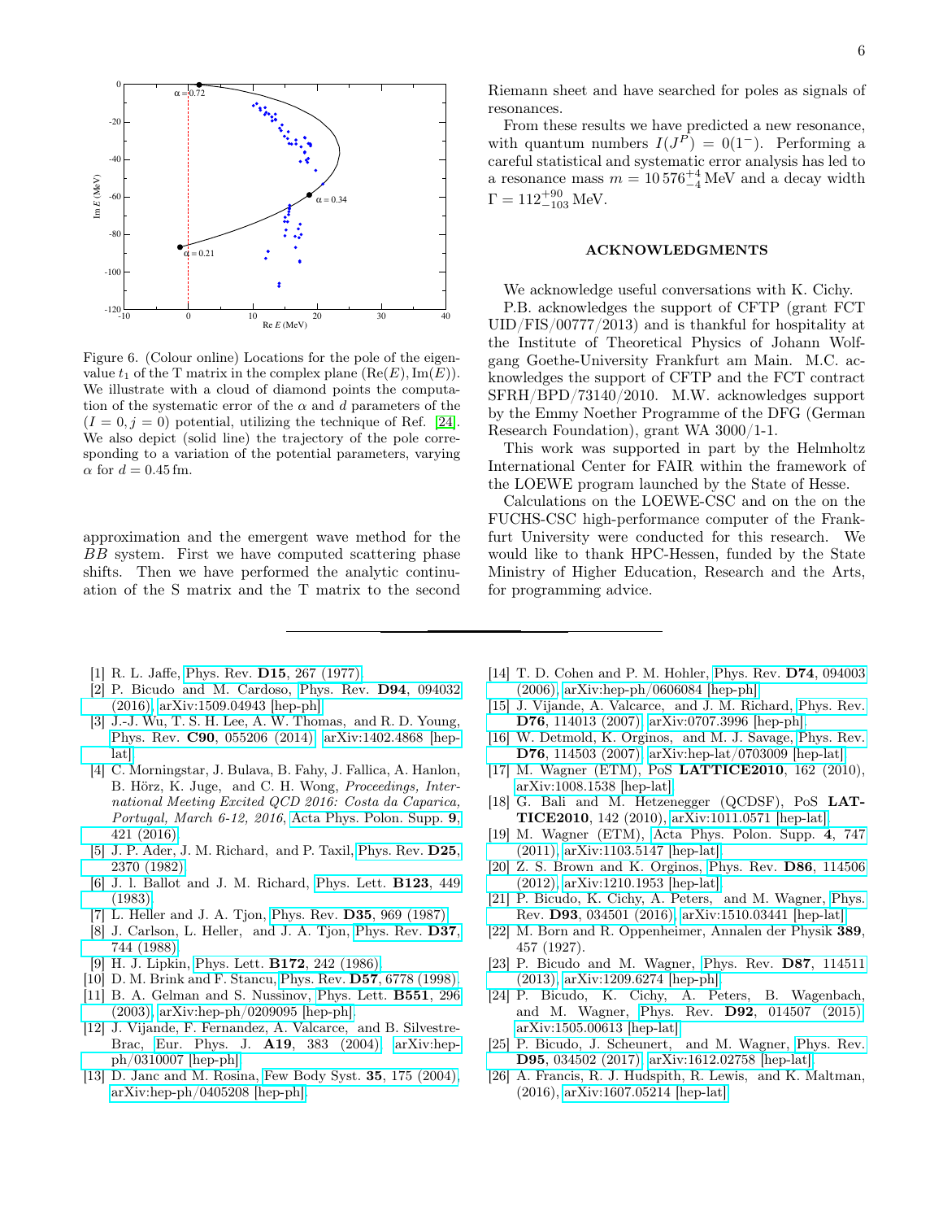Figure 6. (Colour online) Locations for the pole of the eigenvalue $t_1$ of the T matrix in the complex plane $(\mathrm{Re}(E), \mathrm{Im}(E))$. We illustrate with a cloud of diamond points the computation of the systematic error of the $\alpha$ and $d$ parameters of the $(I = 0, j = 0)$ potential, utilizing the technique of Ref. [24]. We also depict (solid line) the trajectory of the pole corresponding to a variation of the potential parameters, varying $\alpha$ for $d = 0.45\,\mathrm{fm}$.

approximation and the emergent wave method for the $BB$ system. First we have computed scattering phase shifts. Then we have performed the analytic continuation of the S matrix and the T matrix to the second Riemann sheet and have searched for poles as signals of resonances.

From these results we have predicted a new resonance, with quantum numbers $I(J^P) = 0(1^-)$. Performing a careful statistical and systematic error analysis has led to a resonance mass $m = 10\,576^{+4}_{-4}\,\mathrm{MeV}$ and a decay width $\Gamma = 112^{+90}_{-103}\,\mathrm{MeV}$.

## ACKNOWLEDGMENTS

We acknowledge useful conversations with K. Cichy.

P.B. acknowledges the support of CFTP (grant FCT UID/FIS/00777/2013) and is thankful for hospitality at the Institute of Theoretical Physics of Johann Wolfgang Goethe-University Frankfurt am Main. M.C. acknowledges the support of CFTP and the FCT contract SFRH/BPD/73140/2010. M.W. acknowledges support by the Emmy Noether Programme of the DFG (German Research Foundation), grant WA 3000/1-1.

This work was supported in part by the Helmholtz International Center for FAIR within the framework of the LOEWE program launched by the State of Hesse.

Calculations on the LOEWE-CSC and on the on the FUCHS-CSC high-performance computer of the Frankfurt University were conducted for this research. We would like to thank HPC-Hessen, funded by the State Ministry of Higher Education, Research and the Arts, for programming advice.

---

[1] R. L. Jaffe, Phys. Rev. **D15**, 267 (1977).
[2] P. Bicudo and M. Cardoso, Phys. Rev. **D94**, 094032 (2016), arXiv:1509.04943 [hep-ph].
[3] J.-J. Wu, T. S. H. Lee, A. W. Thomas, and R. D. Young, Phys. Rev. **C90**, 055206 (2014), arXiv:1402.4868 [hep-lat].
[4] C. Morningstar, J. Bulava, B. Fahy, J. Fallica, A. Hanlon, B. Hörz, K. Juge, and C. H. Wong, *Proceedings, International Meeting Excited QCD 2016: Costa da Caparica, Portugal, March 6-12, 2016*, Acta Phys. Polon. Supp. **9**, 421 (2016).
[5] J. P. Ader, J. M. Richard, and P. Taxil, Phys. Rev. **D25**, 2370 (1982).
[6] J. l. Ballot and J. M. Richard, Phys. Lett. **B123**, 449 (1983).
[7] L. Heller and J. A. Tjon, Phys. Rev. **D35**, 969 (1987).
[8] J. Carlson, L. Heller, and J. A. Tjon, Phys. Rev. **D37**, 744 (1988).
[9] H. J. Lipkin, Phys. Lett. **B172**, 242 (1986).
[10] D. M. Brink and F. Stancu, Phys. Rev. **D57**, 6778 (1998).
[11] B. A. Gelman and S. Nussinov, Phys. Lett. **B551**, 296 (2003), arXiv:hep-ph/0209095 [hep-ph].
[12] J. Vijande, F. Fernandez, A. Valcarce, and B. Silvestre-Brac, Eur. Phys. J. **A19**, 383 (2004), arXiv:hep-ph/0310007 [hep-ph].
[13] D. Janc and M. Rosina, Few Body Syst. **35**, 175 (2004), arXiv:hep-ph/0405208 [hep-ph].
[14] T. D. Cohen and P. M. Hohler, Phys. Rev. **D74**, 094003 (2006), arXiv:hep-ph/0606084 [hep-ph].
[15] J. Vijande, A. Valcarce, and J. M. Richard, Phys. Rev. **D76**, 114013 (2007), arXiv:0707.3996 [hep-ph].
[16] W. Detmold, K. Orginos, and M. J. Savage, Phys. Rev. **D76**, 114503 (2007), arXiv:hep-lat/0703009 [hep-lat].
[17] M. Wagner (ETM), PoS **LATTICE2010**, 162 (2010), arXiv:1008.1538 [hep-lat].
[18] G. Bali and M. Hetzenegger (QCDSF), PoS **LATTICE2010**, 142 (2010), arXiv:1011.0571 [hep-lat].
[19] M. Wagner (ETM), Acta Phys. Polon. Supp. **4**, 747 (2011), arXiv:1103.5147 [hep-lat].
[20] Z. S. Brown and K. Orginos, Phys. Rev. **D86**, 114506 (2012), arXiv:1210.1953 [hep-lat].
[21] P. Bicudo, K. Cichy, A. Peters, and M. Wagner, Phys. Rev. **D93**, 034501 (2016), arXiv:1510.03441 [hep-lat].
[22] M. Born and R. Oppenheimer, Annalen der Physik **389**, 457 (1927).
[23] P. Bicudo and M. Wagner, Phys. Rev. **D87**, 114511 (2013), arXiv:1209.6274 [hep-ph].
[24] P. Bicudo, K. Cichy, A. Peters, B. Wagenbach, and M. Wagner, Phys. Rev. **D92**, 014507 (2015), arXiv:1505.00613 [hep-lat].
[25] P. Bicudo, J. Scheunert, and M. Wagner, Phys. Rev. **D95**, 034502 (2017), arXiv:1612.02758 [hep-lat].
[26] A. Francis, R. J. Hudspith, R. Lewis, and K. Maltman, (2016), arXiv:1607.05214 [hep-lat].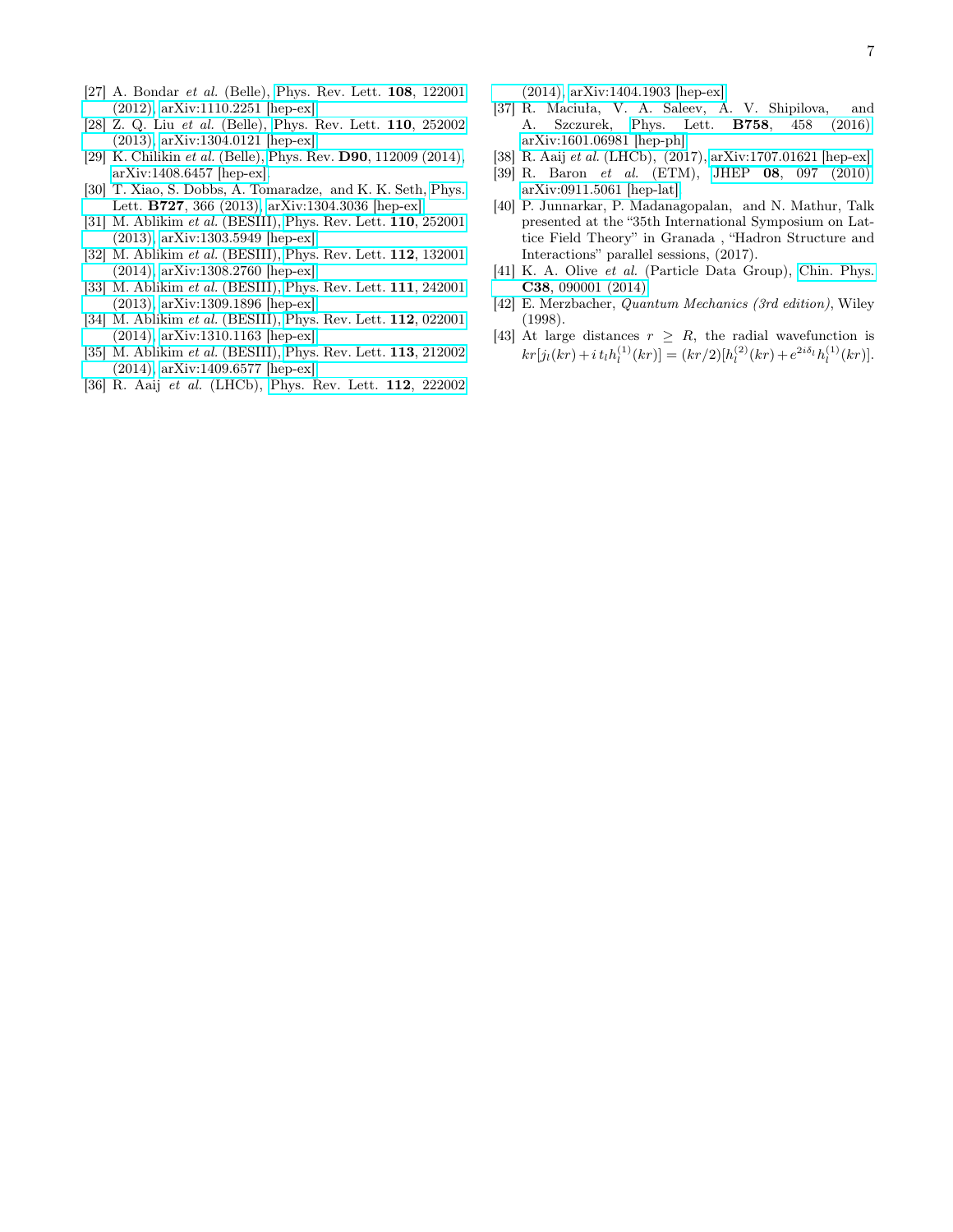[27] A. Bondar *et al.* (Belle), Phys. Rev. Lett. **108**, 122001 (2012), arXiv:1110.2251 [hep-ex].

[28] Z. Q. Liu *et al.* (Belle), Phys. Rev. Lett. **110**, 252002 (2013), arXiv:1304.0121 [hep-ex].

[29] K. Chilikin *et al.* (Belle), Phys. Rev. **D90**, 112009 (2014), arXiv:1408.6457 [hep-ex].

[30] T. Xiao, S. Dobbs, A. Tomaradze, and K. K. Seth, Phys. Lett. **B727**, 366 (2013), arXiv:1304.3036 [hep-ex].

[31] M. Ablikim *et al.* (BESIII), Phys. Rev. Lett. **110**, 252001 (2013), arXiv:1303.5949 [hep-ex].

[32] M. Ablikim *et al.* (BESIII), Phys. Rev. Lett. **112**, 132001 (2014), arXiv:1308.2760 [hep-ex].

[33] M. Ablikim *et al.* (BESIII), Phys. Rev. Lett. **111**, 242001 (2013), arXiv:1309.1896 [hep-ex].

[34] M. Ablikim *et al.* (BESIII), Phys. Rev. Lett. **112**, 022001 (2014), arXiv:1310.1163 [hep-ex].

[35] M. Ablikim *et al.* (BESIII), Phys. Rev. Lett. **113**, 212002 (2014), arXiv:1409.6577 [hep-ex].

[36] R. Aaij *et al.* (LHCb), Phys. Rev. Lett. **112**, 222002 (2014), arXiv:1404.1903 [hep-ex].

[37] R. Maciuła, V. A. Saleev, A. V. Shipilova, and A. Szczurek, Phys. Lett. **B758**, 458 (2016), arXiv:1601.06981 [hep-ph].

[38] R. Aaij *et al.* (LHCb), (2017), arXiv:1707.01621 [hep-ex].

[39] R. Baron *et al.* (ETM), JHEP **08**, 097 (2010), arXiv:0911.5061 [hep-lat].

[40] P. Junnarkar, P. Madanagopalan, and N. Mathur, Talk presented at the "35th International Symposium on Lattice Field Theory" in Granada , "Hadron Structure and Interactions" parallel sessions, (2017).

[41] K. A. Olive *et al.* (Particle Data Group), Chin. Phys. **C38**, 090001 (2014).

[42] E. Merzbacher, *Quantum Mechanics (3rd edition)*, Wiley (1998).

[43] At large distances $r \geq R$, the radial wavefunction is $kr[j_l(kr) + i\, t_l h_l^{(1)}(kr)] = (kr/2)[h_l^{(2)}(kr) + e^{2i\delta_l} h_l^{(1)}(kr)]$.